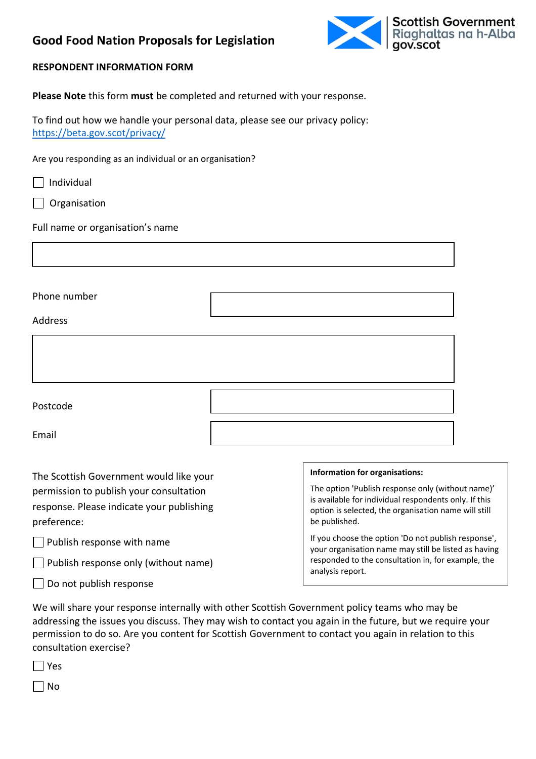# Good Food Nation Proposals for Legislation

Scottish Government
Riaghaltas na h-Alba
gov.scot

## RESPONDENT INFORMATION FORM

**Please Note** this form **must** be completed and returned with your response.

To find out how we handle your personal data, please see our privacy policy: [https://beta.gov.scot/privacy/](https://beta.gov.scot/privacy/)

Are you responding as an individual or an organisation?

☐ Individual

☐ Organisation

Full name or organisation's name

| |
|---|
| |

| | |
|---|---|
| Phone number | |

Address

| |
|---|
| |

| | |
|---|---|
| Postcode | |
| Email | |

The Scottish Government would like your permission to publish your consultation response. Please indicate your publishing preference:

☐ Publish response with name

☐ Publish response only (without name)

☐ Do not publish response

**Information for organisations:**

The option 'Publish response only (without name)' is available for individual respondents only. If this option is selected, the organisation name will still be published.

If you choose the option 'Do not publish response', your organisation name may still be listed as having responded to the consultation in, for example, the analysis report.

We will share your response internally with other Scottish Government policy teams who may be addressing the issues you discuss. They may wish to contact you again in the future, but we require your permission to do so. Are you content for Scottish Government to contact you again in relation to this consultation exercise?

☐ Yes

☐ No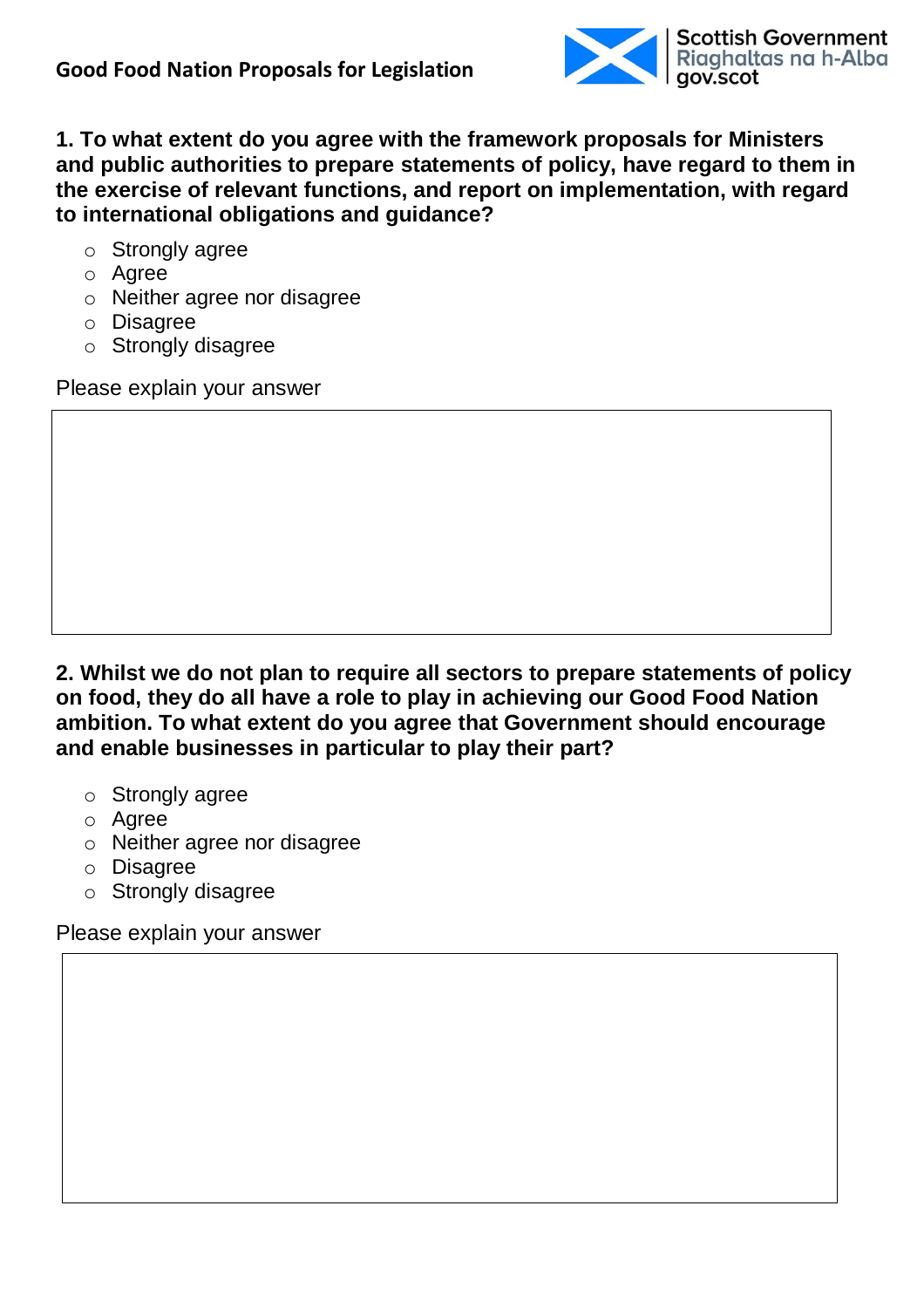**1. To what extent do you agree with the framework proposals for Ministers and public authorities to prepare statements of policy, have regard to them in the exercise of relevant functions, and report on implementation, with regard to international obligations and guidance?**

- Strongly agree
- Agree
- Neither agree nor disagree
- Disagree
- Strongly disagree

Please explain your answer

**2. Whilst we do not plan to require all sectors to prepare statements of policy on food, they do all have a role to play in achieving our Good Food Nation ambition. To what extent do you agree that Government should encourage and enable businesses in particular to play their part?**

- Strongly agree
- Agree
- Neither agree nor disagree
- Disagree
- Strongly disagree

Please explain your answer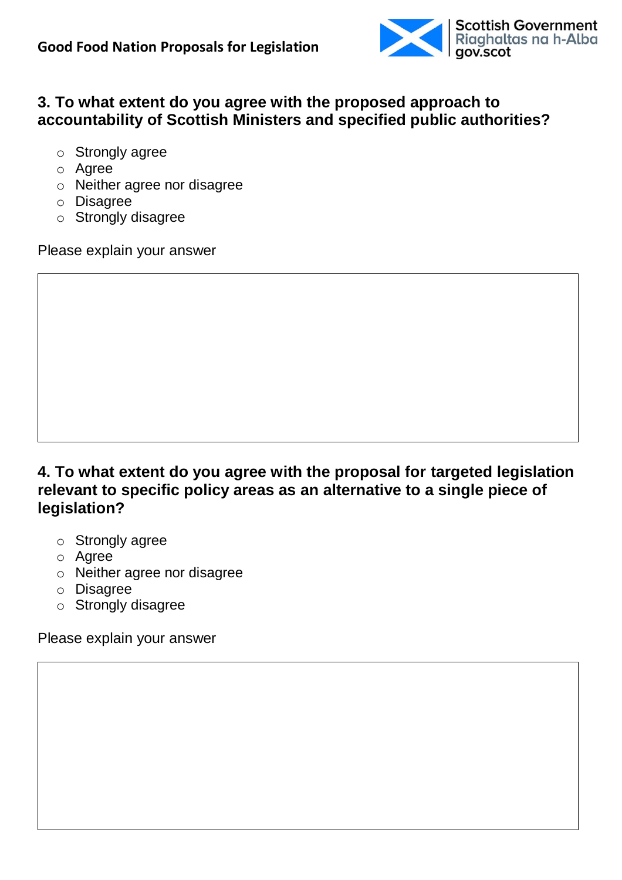### 3. To what extent do you agree with the proposed approach to accountability of Scottish Ministers and specified public authorities?

- Strongly agree
- Agree
- Neither agree nor disagree
- Disagree
- Strongly disagree

Please explain your answer

### 4. To what extent do you agree with the proposal for targeted legislation relevant to specific policy areas as an alternative to a single piece of legislation?

- Strongly agree
- Agree
- Neither agree nor disagree
- Disagree
- Strongly disagree

Please explain your answer